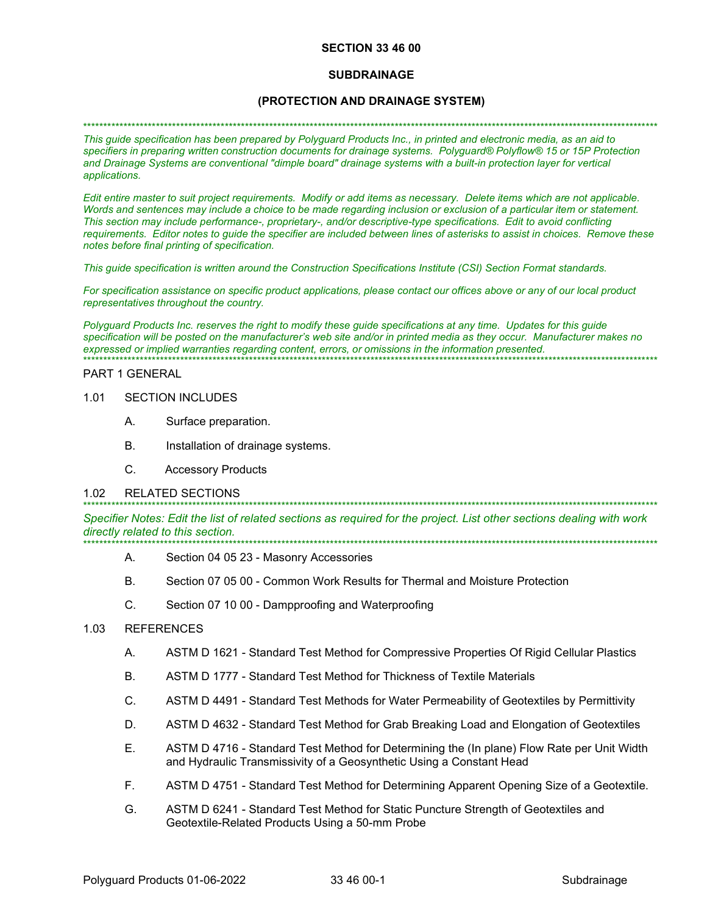# SECTION 33 46 00

## SUBDRAINAGE

## (PROTECTION AND DRAINAGE SYSTEM)

*****************************************************************************************************************************

*This guide specification has been prepared by Polyguard Products Inc., in printed and electronic media, as an aid to specifiers in preparing written construction documents for drainage systems. Polyguard® Polyflow® 15 or 15P Protection and Drainage Systems are conventional "dimple board" drainage systems with a built-in protection layer for vertical applications.*

*Edit entire master to suit project requirements. Modify or add items as necessary. Delete items which are not applicable. Words and sentences may include a choice to be made regarding inclusion or exclusion of a particular item or statement. This section may include performance-, proprietary-, and/or descriptive-type specifications. Edit to avoid conflicting requirements. Editor notes to guide the specifier are included between lines of asterisks to assist in choices. Remove these notes before final printing of specification.*

*This guide specification is written around the Construction Specifications Institute (CSI) Section Format standards.*

*For specification assistance on specific product applications, please contact our offices above or any of our local product representatives throughout the country.*

*Polyguard Products Inc. reserves the right to modify these guide specifications at any time. Updates for this guide specification will be posted on the manufacturer's web site and/or in printed media as they occur. Manufacturer makes no expressed or implied warranties regarding content, errors, or omissions in the information presented.*

*****************************************************************************************************************************

PART 1 GENERAL

1.01 SECTION INCLUDES

A. Surface preparation.

B. Installation of drainage systems.

C. Accessory Products

1.02 RELATED SECTIONS

*****************************************************************************************************************************

*Specifier Notes: Edit the list of related sections as required for the project. List other sections dealing with work directly related to this section.*

*****************************************************************************************************************************

A. Section 04 05 23 - Masonry Accessories

B. Section 07 05 00 - Common Work Results for Thermal and Moisture Protection

C. Section 07 10 00 - Dampproofing and Waterproofing

1.03 REFERENCES

A. ASTM D 1621 - Standard Test Method for Compressive Properties Of Rigid Cellular Plastics

B. ASTM D 1777 - Standard Test Method for Thickness of Textile Materials

C. ASTM D 4491 - Standard Test Methods for Water Permeability of Geotextiles by Permittivity

D. ASTM D 4632 - Standard Test Method for Grab Breaking Load and Elongation of Geotextiles

E. ASTM D 4716 - Standard Test Method for Determining the (In plane) Flow Rate per Unit Width and Hydraulic Transmissivity of a Geosynthetic Using a Constant Head

F. ASTM D 4751 - Standard Test Method for Determining Apparent Opening Size of a Geotextile.

G. ASTM D 6241 - Standard Test Method for Static Puncture Strength of Geotextiles and Geotextile-Related Products Using a 50-mm Probe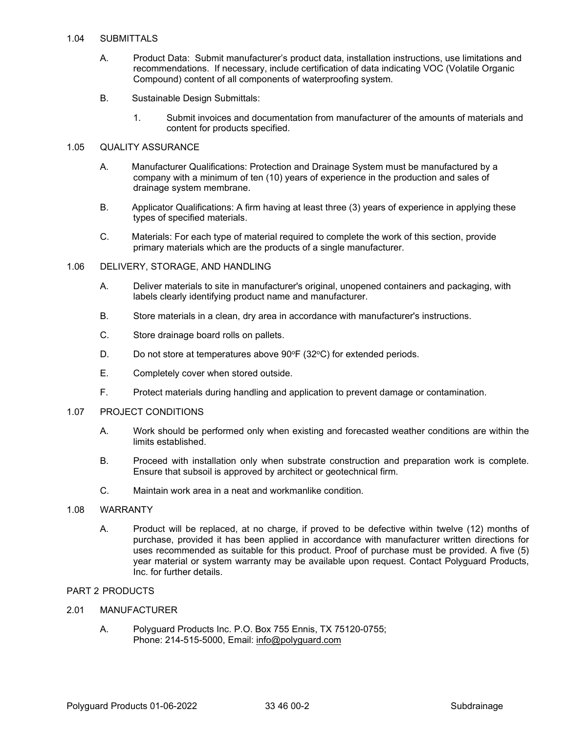## 1.04 SUBMITTALS

A. Product Data: Submit manufacturer's product data, installation instructions, use limitations and recommendations. If necessary, include certification of data indicating VOC (Volatile Organic Compound) content of all components of waterproofing system.

B. Sustainable Design Submittals:

1. Submit invoices and documentation from manufacturer of the amounts of materials and content for products specified.

## 1.05 QUALITY ASSURANCE

A. Manufacturer Qualifications: Protection and Drainage System must be manufactured by a company with a minimum of ten (10) years of experience in the production and sales of drainage system membrane.

B. Applicator Qualifications: A firm having at least three (3) years of experience in applying these types of specified materials.

C. Materials: For each type of material required to complete the work of this section, provide primary materials which are the products of a single manufacturer.

## 1.06 DELIVERY, STORAGE, AND HANDLING

A. Deliver materials to site in manufacturer's original, unopened containers and packaging, with labels clearly identifying product name and manufacturer.

B. Store materials in a clean, dry area in accordance with manufacturer's instructions.

C. Store drainage board rolls on pallets.

D. Do not store at temperatures above 90°F (32°C) for extended periods.

E. Completely cover when stored outside.

F. Protect materials during handling and application to prevent damage or contamination.

## 1.07 PROJECT CONDITIONS

A. Work should be performed only when existing and forecasted weather conditions are within the limits established.

B. Proceed with installation only when substrate construction and preparation work is complete. Ensure that subsoil is approved by architect or geotechnical firm.

C. Maintain work area in a neat and workmanlike condition.

## 1.08 WARRANTY

A. Product will be replaced, at no charge, if proved to be defective within twelve (12) months of purchase, provided it has been applied in accordance with manufacturer written directions for uses recommended as suitable for this product. Proof of purchase must be provided. A five (5) year material or system warranty may be available upon request. Contact Polyguard Products, Inc. for further details.

# PART 2 PRODUCTS

## 2.01 MANUFACTURER

A. Polyguard Products Inc. P.O. Box 755 Ennis, TX 75120-0755;
Phone: 214-515-5000, Email: info@polyguard.com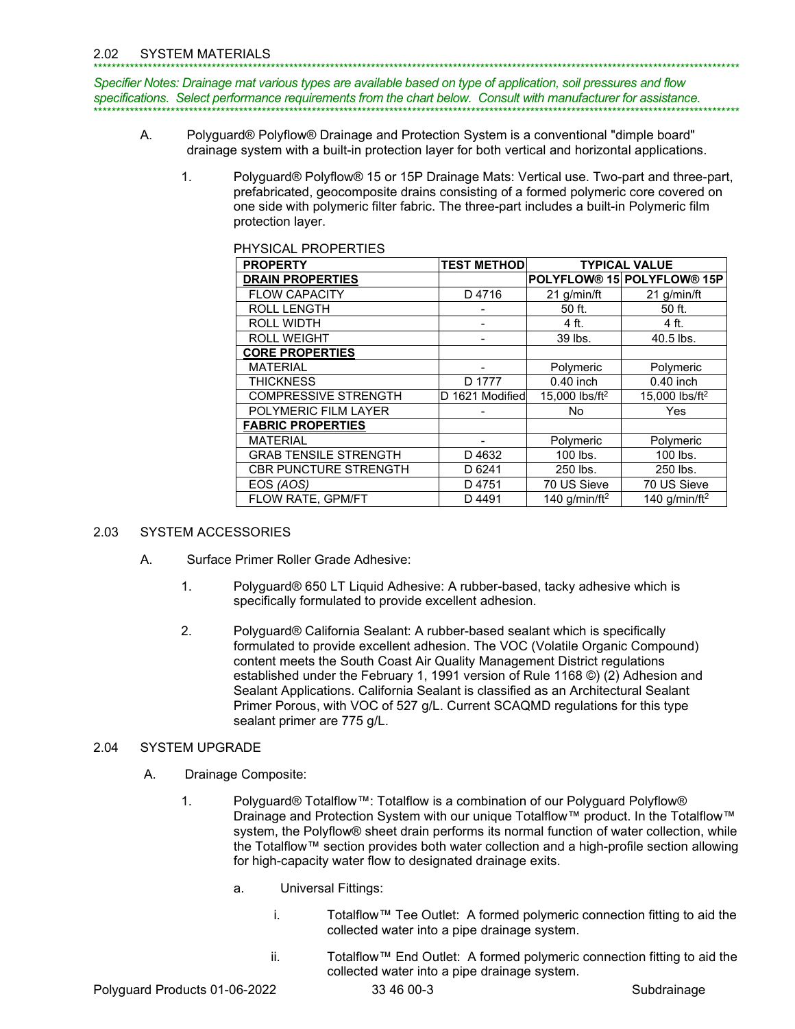## 2.02 SYSTEM MATERIALS

*******************************************************************************************************************************

*Specifier Notes: Drainage mat various types are available based on type of application, soil pressures and flow specifications. Select performance requirements from the chart below. Consult with manufacturer for assistance.*

*******************************************************************************************************************************

A. Polyguard® Polyflow® Drainage and Protection System is a conventional "dimple board" drainage system with a built-in protection layer for both vertical and horizontal applications.

1. Polyguard® Polyflow® 15 or 15P Drainage Mats: Vertical use. Two-part and three-part, prefabricated, geocomposite drains consisting of a formed polymeric core covered on one side with polymeric filter fabric. The three-part includes a built-in Polymeric film protection layer.

PHYSICAL PROPERTIES

| PROPERTY | TEST METHOD | TYPICAL VALUE | |
|---|---|---|---|
| **DRAIN PROPERTIES** | | POLYFLOW® 15 | POLYFLOW® 15P |
| FLOW CAPACITY | D 4716 | 21 g/min/ft | 21 g/min/ft |
| ROLL LENGTH | - | 50 ft. | 50 ft. |
| ROLL WIDTH | - | 4 ft. | 4 ft. |
| ROLL WEIGHT | - | 39 lbs. | 40.5 lbs. |
| **CORE PROPERTIES** | | | |
| MATERIAL | - | Polymeric | Polymeric |
| THICKNESS | D 1777 | 0.40 inch | 0.40 inch |
| COMPRESSIVE STRENGTH | D 1621 Modified | 15,000 lbs/ft$^2$ | 15,000 lbs/ft$^2$ |
| POLYMERIC FILM LAYER | - | No | Yes |
| **FABRIC PROPERTIES** | | | |
| MATERIAL | - | Polymeric | Polymeric |
| GRAB TENSILE STRENGTH | D 4632 | 100 lbs. | 100 lbs. |
| CBR PUNCTURE STRENGTH | D 6241 | 250 lbs. | 250 lbs. |
| EOS *(AOS)* | D 4751 | 70 US Sieve | 70 US Sieve |
| FLOW RATE, GPM/FT | D 4491 | 140 g/min/ft$^2$ | 140 g/min/ft$^2$ |

## 2.03 SYSTEM ACCESSORIES

A. Surface Primer Roller Grade Adhesive:

1. Polyguard® 650 LT Liquid Adhesive: A rubber-based, tacky adhesive which is specifically formulated to provide excellent adhesion.

2. Polyguard® California Sealant: A rubber-based sealant which is specifically formulated to provide excellent adhesion. The VOC (Volatile Organic Compound) content meets the South Coast Air Quality Management District regulations established under the February 1, 1991 version of Rule 1168 ©) (2) Adhesion and Sealant Applications. California Sealant is classified as an Architectural Sealant Primer Porous, with VOC of 527 g/L. Current SCAQMD regulations for this type sealant primer are 775 g/L.

## 2.04 SYSTEM UPGRADE

A. Drainage Composite:

1. Polyguard® Totalflow™: Totalflow is a combination of our Polyguard Polyflow® Drainage and Protection System with our unique Totalflow™ product. In the Totalflow™ system, the Polyflow® sheet drain performs its normal function of water collection, while the Totalflow™ section provides both water collection and a high-profile section allowing for high-capacity water flow to designated drainage exits.

   a. Universal Fittings:

      i. Totalflow™ Tee Outlet: A formed polymeric connection fitting to aid the collected water into a pipe drainage system.

      ii. Totalflow™ End Outlet: A formed polymeric connection fitting to aid the collected water into a pipe drainage system.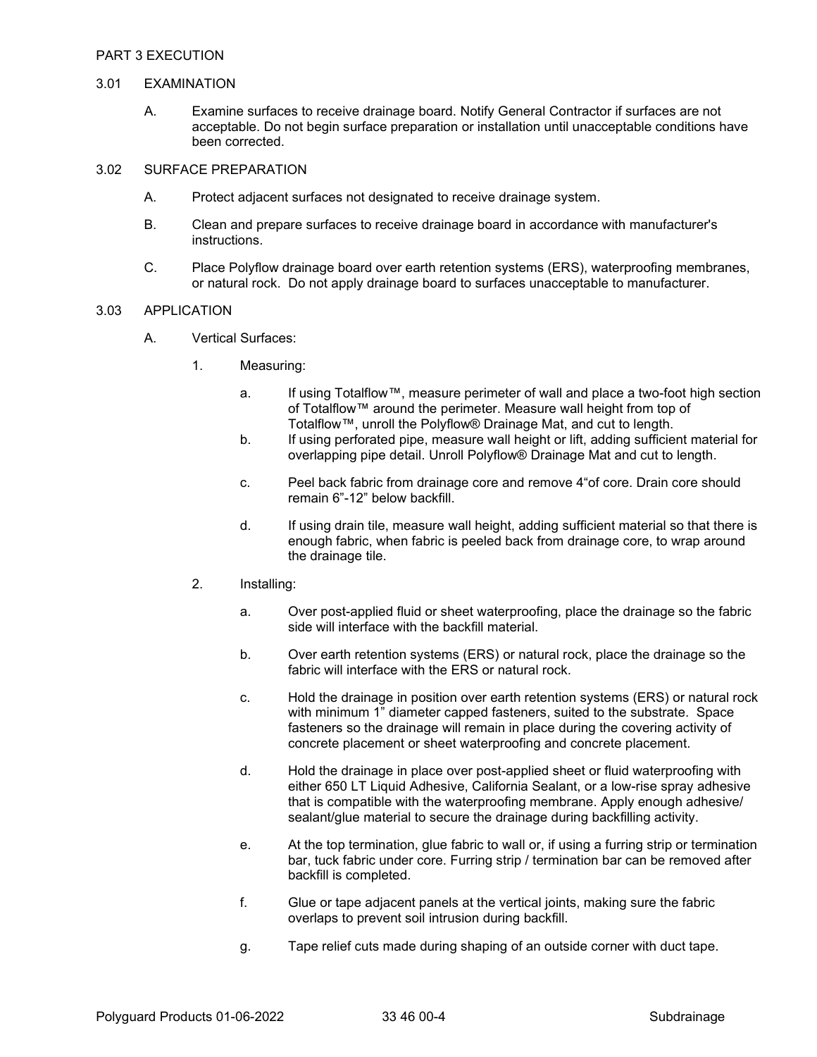## PART 3 EXECUTION

### 3.01 EXAMINATION

A. Examine surfaces to receive drainage board. Notify General Contractor if surfaces are not acceptable. Do not begin surface preparation or installation until unacceptable conditions have been corrected.

### 3.02 SURFACE PREPARATION

A. Protect adjacent surfaces not designated to receive drainage system.

B. Clean and prepare surfaces to receive drainage board in accordance with manufacturer's instructions.

C. Place Polyflow drainage board over earth retention systems (ERS), waterproofing membranes, or natural rock. Do not apply drainage board to surfaces unacceptable to manufacturer.

### 3.03 APPLICATION

A. Vertical Surfaces:

1. Measuring:

   a. If using Totalflow™, measure perimeter of wall and place a two-foot high section of Totalflow™ around the perimeter. Measure wall height from top of Totalflow™, unroll the Polyflow® Drainage Mat, and cut to length.

   b. If using perforated pipe, measure wall height or lift, adding sufficient material for overlapping pipe detail. Unroll Polyflow® Drainage Mat and cut to length.

   c. Peel back fabric from drainage core and remove 4"of core. Drain core should remain 6"-12" below backfill.

   d. If using drain tile, measure wall height, adding sufficient material so that there is enough fabric, when fabric is peeled back from drainage core, to wrap around the drainage tile.

2. Installing:

   a. Over post-applied fluid or sheet waterproofing, place the drainage so the fabric side will interface with the backfill material.

   b. Over earth retention systems (ERS) or natural rock, place the drainage so the fabric will interface with the ERS or natural rock.

   c. Hold the drainage in position over earth retention systems (ERS) or natural rock with minimum 1" diameter capped fasteners, suited to the substrate. Space fasteners so the drainage will remain in place during the covering activity of concrete placement or sheet waterproofing and concrete placement.

   d. Hold the drainage in place over post-applied sheet or fluid waterproofing with either 650 LT Liquid Adhesive, California Sealant, or a low-rise spray adhesive that is compatible with the waterproofing membrane. Apply enough adhesive/ sealant/glue material to secure the drainage during backfilling activity.

   e. At the top termination, glue fabric to wall or, if using a furring strip or termination bar, tuck fabric under core. Furring strip / termination bar can be removed after backfill is completed.

   f. Glue or tape adjacent panels at the vertical joints, making sure the fabric overlaps to prevent soil intrusion during backfill.

   g. Tape relief cuts made during shaping of an outside corner with duct tape.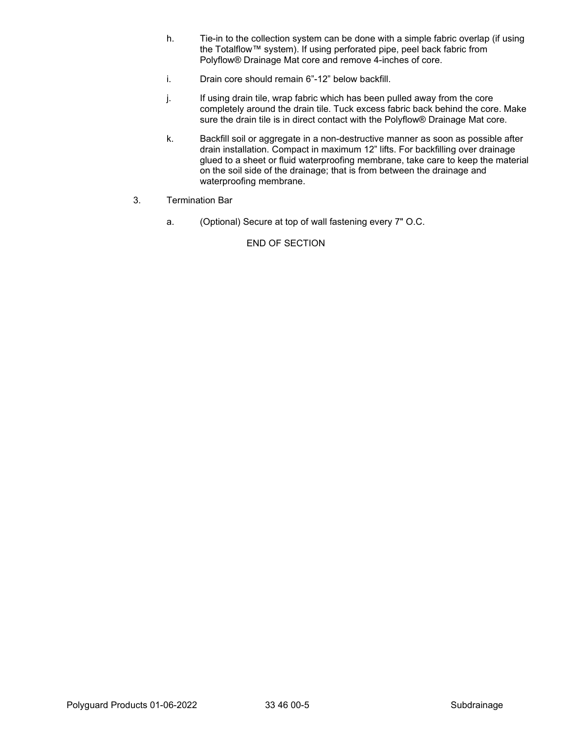h. Tie-in to the collection system can be done with a simple fabric overlap (if using the Totalflow™ system). If using perforated pipe, peel back fabric from Polyflow® Drainage Mat core and remove 4-inches of core.

i. Drain core should remain 6”-12” below backfill.

j. If using drain tile, wrap fabric which has been pulled away from the core completely around the drain tile. Tuck excess fabric back behind the core. Make sure the drain tile is in direct contact with the Polyflow® Drainage Mat core.

k. Backfill soil or aggregate in a non-destructive manner as soon as possible after drain installation. Compact in maximum 12” lifts. For backfilling over drainage glued to a sheet or fluid waterproofing membrane, take care to keep the material on the soil side of the drainage; that is from between the drainage and waterproofing membrane.

3. Termination Bar

   a. (Optional) Secure at top of wall fastening every 7" O.C.

END OF SECTION